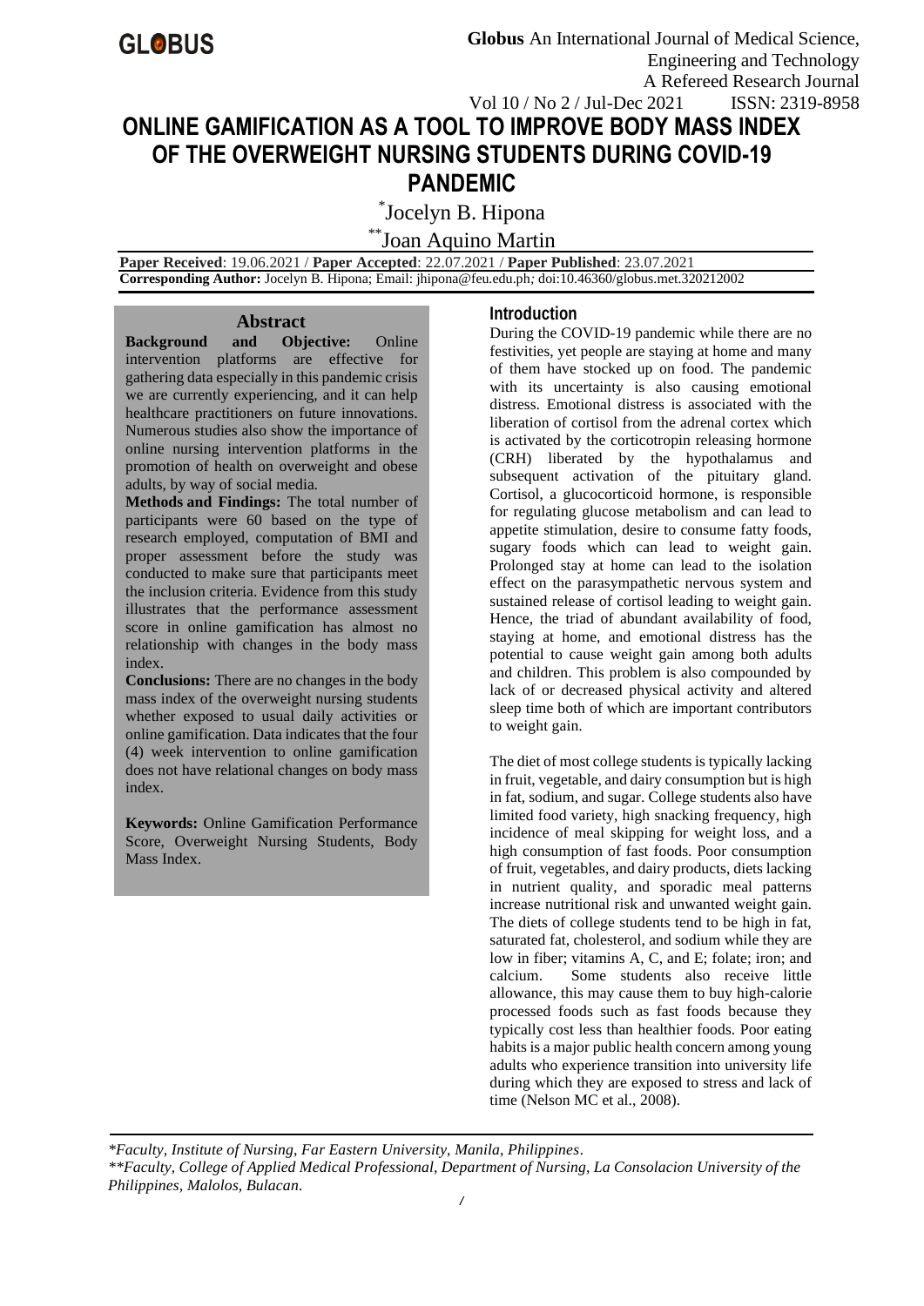# ONLINE GAMIFICATION AS A TOOL TO IMPROVE BODY MASS INDEX OF THE OVERWEIGHT NURSING STUDENTS DURING COVID-19 PANDEMIC

*Jocelyn B. Hipona

**Joan Aquino Martin

**Paper Received**: 19.06.2021 / **Paper Accepted**: 22.07.2021 / **Paper Published**: 23.07.2021
**Corresponding Author:** Jocelyn B. Hipona; Email: jhipona@feu.edu.ph; doi:10.46360/globus.met.320212002

## Abstract

**Background and Objective:** Online intervention platforms are effective for gathering data especially in this pandemic crisis we are currently experiencing, and it can help healthcare practitioners on future innovations. Numerous studies also show the importance of online nursing intervention platforms in the promotion of health on overweight and obese adults, by way of social media.

**Methods and Findings:** The total number of participants were 60 based on the type of research employed, computation of BMI and proper assessment before the study was conducted to make sure that participants meet the inclusion criteria. Evidence from this study illustrates that the performance assessment score in online gamification has almost no relationship with changes in the body mass index.

**Conclusions:** There are no changes in the body mass index of the overweight nursing students whether exposed to usual daily activities or online gamification. Data indicates that the four (4) week intervention to online gamification does not have relational changes on body mass index.

**Keywords:** Online Gamification Performance Score, Overweight Nursing Students, Body Mass Index.

## Introduction

During the COVID-19 pandemic while there are no festivities, yet people are staying at home and many of them have stocked up on food. The pandemic with its uncertainty is also causing emotional distress. Emotional distress is associated with the liberation of cortisol from the adrenal cortex which is activated by the corticotropin releasing hormone (CRH) liberated by the hypothalamus and subsequent activation of the pituitary gland. Cortisol, a glucocorticoid hormone, is responsible for regulating glucose metabolism and can lead to appetite stimulation, desire to consume fatty foods, sugary foods which can lead to weight gain. Prolonged stay at home can lead to the isolation effect on the parasympathetic nervous system and sustained release of cortisol leading to weight gain. Hence, the triad of abundant availability of food, staying at home, and emotional distress has the potential to cause weight gain among both adults and children. This problem is also compounded by lack of or decreased physical activity and altered sleep time both of which are important contributors to weight gain.

The diet of most college students is typically lacking in fruit, vegetable, and dairy consumption but is high in fat, sodium, and sugar. College students also have limited food variety, high snacking frequency, high incidence of meal skipping for weight loss, and a high consumption of fast foods. Poor consumption of fruit, vegetables, and dairy products, diets lacking in nutrient quality, and sporadic meal patterns increase nutritional risk and unwanted weight gain. The diets of college students tend to be high in fat, saturated fat, cholesterol, and sodium while they are low in fiber; vitamins A, C, and E; folate; iron; and calcium. Some students also receive little allowance, this may cause them to buy high-calorie processed foods such as fast foods because they typically cost less than healthier foods. Poor eating habits is a major public health concern among young adults who experience transition into university life during which they are exposed to stress and lack of time (Nelson MC et al., 2008).

*Faculty, Institute of Nursing, Far Eastern University, Manila, Philippines.
**Faculty, College of Applied Medical Professional, Department of Nursing, La Consolacion University of the Philippines, Malolos, Bulacan.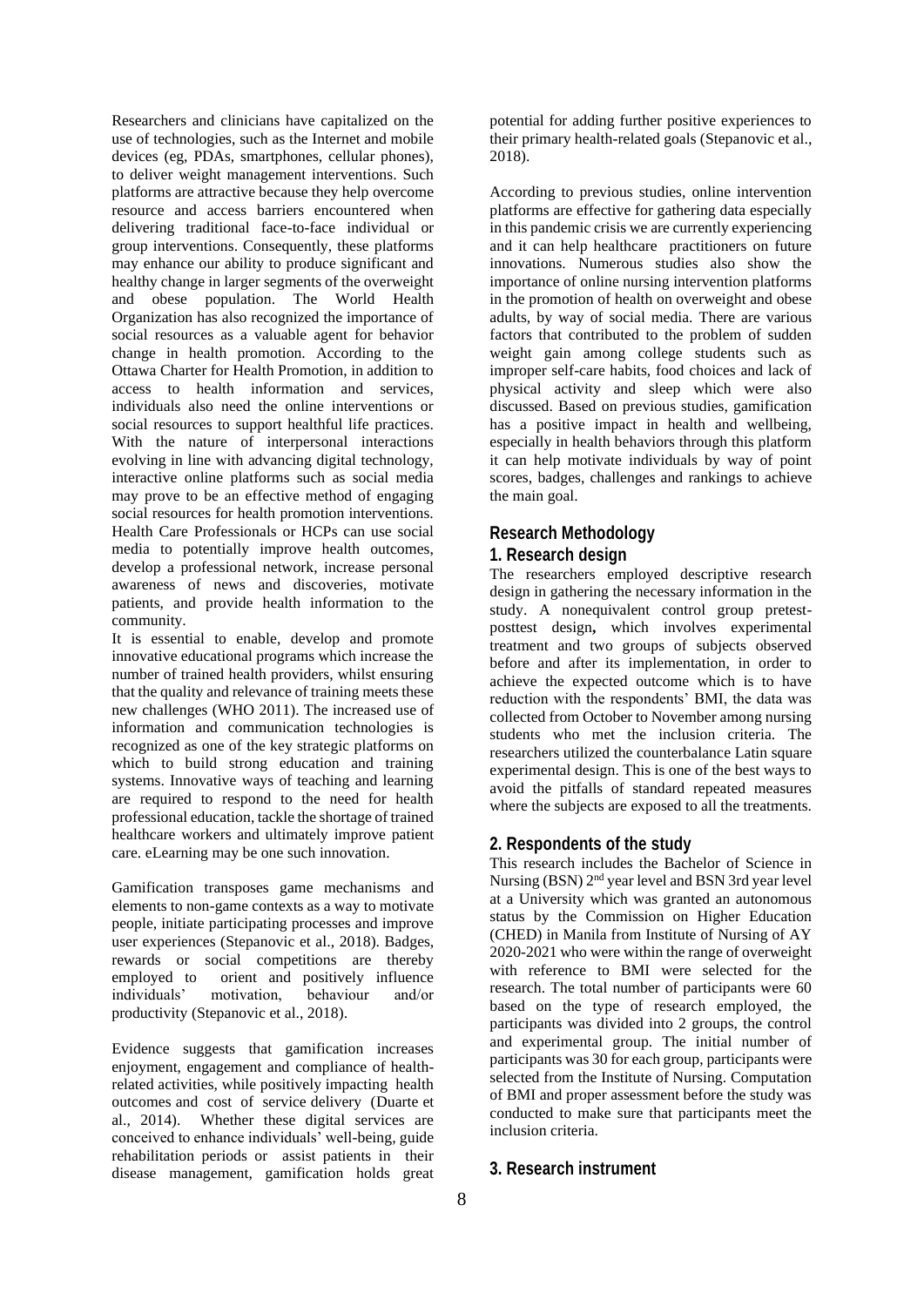Researchers and clinicians have capitalized on the use of technologies, such as the Internet and mobile devices (eg, PDAs, smartphones, cellular phones), to deliver weight management interventions. Such platforms are attractive because they help overcome resource and access barriers encountered when delivering traditional face-to-face individual or group interventions. Consequently, these platforms may enhance our ability to produce significant and healthy change in larger segments of the overweight and obese population. The World Health Organization has also recognized the importance of social resources as a valuable agent for behavior change in health promotion. According to the Ottawa Charter for Health Promotion, in addition to access to health information and services, individuals also need the online interventions or social resources to support healthful life practices. With the nature of interpersonal interactions evolving in line with advancing digital technology, interactive online platforms such as social media may prove to be an effective method of engaging social resources for health promotion interventions. Health Care Professionals or HCPs can use social media to potentially improve health outcomes, develop a professional network, increase personal awareness of news and discoveries, motivate patients, and provide health information to the community.

It is essential to enable, develop and promote innovative educational programs which increase the number of trained health providers, whilst ensuring that the quality and relevance of training meets these new challenges (WHO 2011). The increased use of information and communication technologies is recognized as one of the key strategic platforms on which to build strong education and training systems. Innovative ways of teaching and learning are required to respond to the need for health professional education, tackle the shortage of trained healthcare workers and ultimately improve patient care. eLearning may be one such innovation.

Gamification transposes game mechanisms and elements to non-game contexts as a way to motivate people, initiate participating processes and improve user experiences (Stepanovic et al., 2018). Badges, rewards or social competitions are thereby employed to orient and positively influence individuals' motivation, behaviour and/or productivity (Stepanovic et al., 2018).

Evidence suggests that gamification increases enjoyment, engagement and compliance of health-related activities, while positively impacting health outcomes and cost of service delivery (Duarte et al., 2014). Whether these digital services are conceived to enhance individuals' well-being, guide rehabilitation periods or assist patients in their disease management, gamification holds great potential for adding further positive experiences to their primary health-related goals (Stepanovic et al., 2018).

According to previous studies, online intervention platforms are effective for gathering data especially in this pandemic crisis we are currently experiencing and it can help healthcare practitioners on future innovations. Numerous studies also show the importance of online nursing intervention platforms in the promotion of health on overweight and obese adults, by way of social media. There are various factors that contributed to the problem of sudden weight gain among college students such as improper self-care habits, food choices and lack of physical activity and sleep which were also discussed. Based on previous studies, gamification has a positive impact in health and wellbeing, especially in health behaviors through this platform it can help motivate individuals by way of point scores, badges, challenges and rankings to achieve the main goal.

## Research Methodology

### 1. Research design

The researchers employed descriptive research design in gathering the necessary information in the study. A nonequivalent control group pretest-posttest design**,** which involves experimental treatment and two groups of subjects observed before and after its implementation, in order to achieve the expected outcome which is to have reduction with the respondents' BMI, the data was collected from October to November among nursing students who met the inclusion criteria. The researchers utilized the counterbalance Latin square experimental design. This is one of the best ways to avoid the pitfalls of standard repeated measures where the subjects are exposed to all the treatments.

### 2. Respondents of the study

This research includes the Bachelor of Science in Nursing (BSN) 2nd year level and BSN 3rd year level at a University which was granted an autonomous status by the Commission on Higher Education (CHED) in Manila from Institute of Nursing of AY 2020-2021 who were within the range of overweight with reference to BMI were selected for the research. The total number of participants were 60 based on the type of research employed, the participants was divided into 2 groups, the control and experimental group. The initial number of participants was 30 for each group, participants were selected from the Institute of Nursing. Computation of BMI and proper assessment before the study was conducted to make sure that participants meet the inclusion criteria.

### 3. Research instrument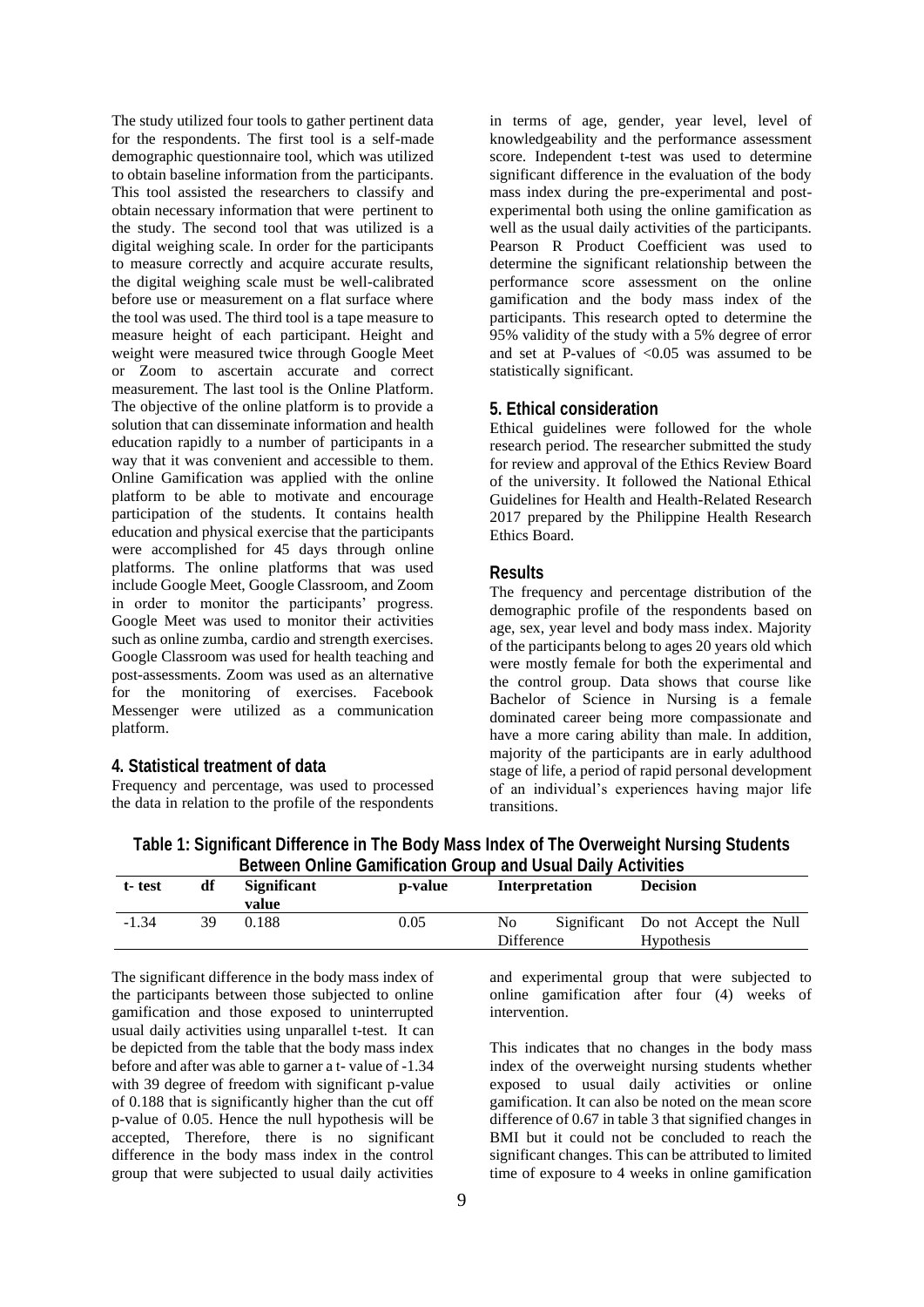The study utilized four tools to gather pertinent data for the respondents. The first tool is a self-made demographic questionnaire tool, which was utilized to obtain baseline information from the participants. This tool assisted the researchers to classify and obtain necessary information that were pertinent to the study. The second tool that was utilized is a digital weighing scale. In order for the participants to measure correctly and acquire accurate results, the digital weighing scale must be well-calibrated before use or measurement on a flat surface where the tool was used. The third tool is a tape measure to measure height of each participant. Height and weight were measured twice through Google Meet or Zoom to ascertain accurate and correct measurement. The last tool is the Online Platform. The objective of the online platform is to provide a solution that can disseminate information and health education rapidly to a number of participants in a way that it was convenient and accessible to them. Online Gamification was applied with the online platform to be able to motivate and encourage participation of the students. It contains health education and physical exercise that the participants were accomplished for 45 days through online platforms. The online platforms that was used include Google Meet, Google Classroom, and Zoom in order to monitor the participants' progress. Google Meet was used to monitor their activities such as online zumba, cardio and strength exercises. Google Classroom was used for health teaching and post-assessments. Zoom was used as an alternative for the monitoring of exercises. Facebook Messenger were utilized as a communication platform.

## 4. Statistical treatment of data

Frequency and percentage, was used to processed the data in relation to the profile of the respondents in terms of age, gender, year level, level of knowledgeability and the performance assessment score. Independent t-test was used to determine significant difference in the evaluation of the body mass index during the pre-experimental and post-experimental both using the online gamification as well as the usual daily activities of the participants. Pearson R Product Coefficient was used to determine the significant relationship between the performance score assessment on the online gamification and the body mass index of the participants. This research opted to determine the 95% validity of the study with a 5% degree of error and set at P-values of <0.05 was assumed to be statistically significant.

## 5. Ethical consideration

Ethical guidelines were followed for the whole research period. The researcher submitted the study for review and approval of the Ethics Review Board of the university. It followed the National Ethical Guidelines for Health and Health-Related Research 2017 prepared by the Philippine Health Research Ethics Board.

## Results

The frequency and percentage distribution of the demographic profile of the respondents based on age, sex, year level and body mass index. Majority of the participants belong to ages 20 years old which were mostly female for both the experimental and the control group. Data shows that course like Bachelor of Science in Nursing is a female dominated career being more compassionate and have a more caring ability than male. In addition, majority of the participants are in early adulthood stage of life, a period of rapid personal development of an individual's experiences having major life transitions.

**Table 1: Significant Difference in The Body Mass Index of The Overweight Nursing Students Between Online Gamification Group and Usual Daily Activities**

| t- test | df | Significant value | p-value | Interpretation | Decision |
|---|---|---|---|---|---|
| -1.34 | 39 | 0.188 | 0.05 | No Significant Difference | Do not Accept the Null Hypothesis |

The significant difference in the body mass index of the participants between those subjected to online gamification and those exposed to uninterrupted usual daily activities using unparallel t-test. It can be depicted from the table that the body mass index before and after was able to garner a t- value of -1.34 with 39 degree of freedom with significant p-value of 0.188 that is significantly higher than the cut off p-value of 0.05. Hence the null hypothesis will be accepted, Therefore, there is no significant difference in the body mass index in the control group that were subjected to usual daily activities and experimental group that were subjected to online gamification after four (4) weeks of intervention.

This indicates that no changes in the body mass index of the overweight nursing students whether exposed to usual daily activities or online gamification. It can also be noted on the mean score difference of 0.67 in table 3 that signified changes in BMI but it could not be concluded to reach the significant changes. This can be attributed to limited time of exposure to 4 weeks in online gamification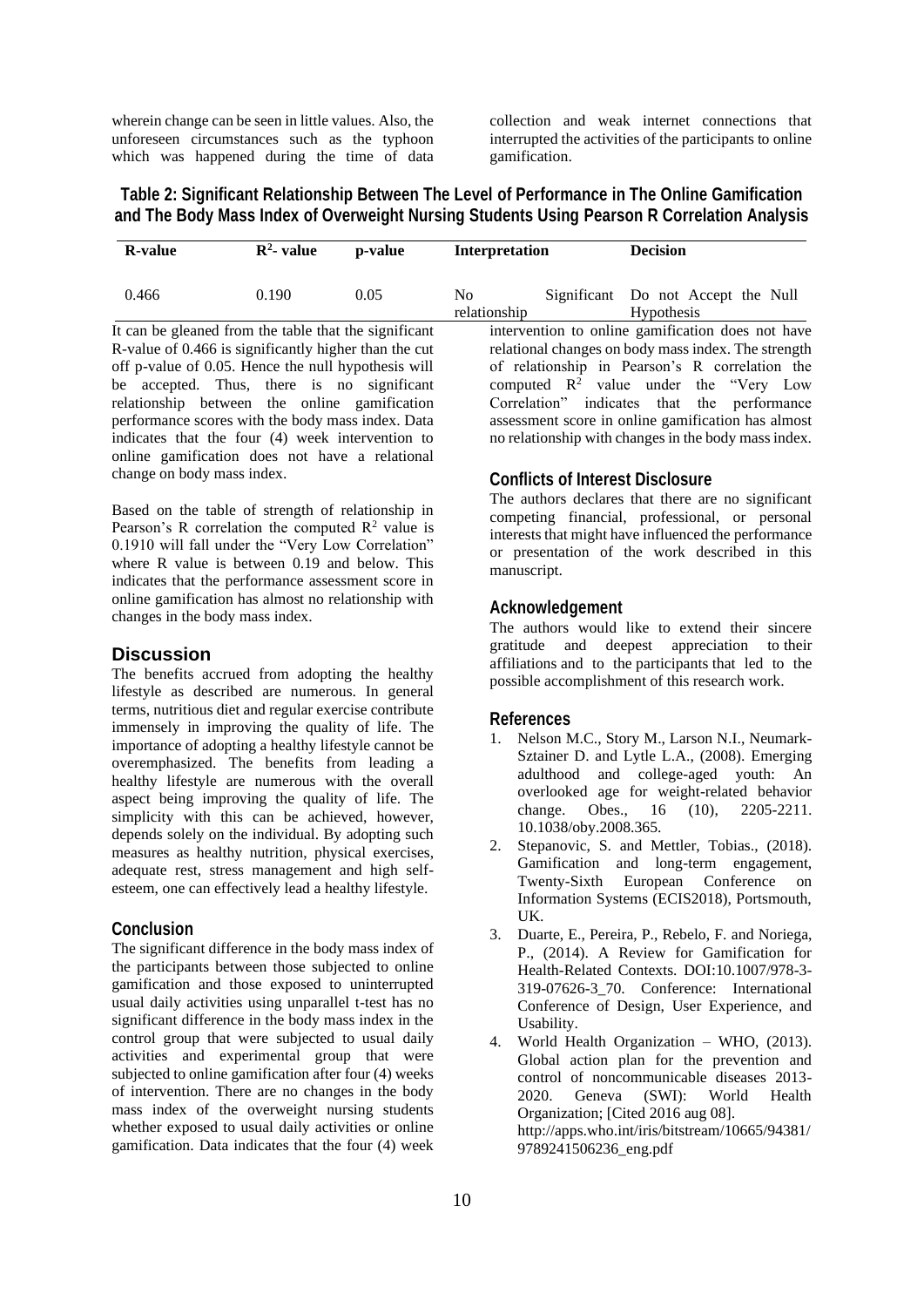wherein change can be seen in little values. Also, the unforeseen circumstances such as the typhoon which was happened during the time of data collection and weak internet connections that interrupted the activities of the participants to online gamification.

**Table 2: Significant Relationship Between The Level of Performance in The Online Gamification and The Body Mass Index of Overweight Nursing Students Using Pearson R Correlation Analysis**

| R-value | $R^2$- value | p-value | Interpretation | Decision |
|---|---|---|---|---|
| 0.466 | 0.190 | 0.05 | No Significant relationship | Do not Accept the Null Hypothesis |

It can be gleaned from the table that the significant R-value of 0.466 is significantly higher than the cut off p-value of 0.05. Hence the null hypothesis will be accepted. Thus, there is no significant relationship between the online gamification performance scores with the body mass index. Data indicates that the four (4) week intervention to online gamification does not have a relational change on body mass index.

Based on the table of strength of relationship in Pearson's R correlation the computed $R^2$ value is 0.1910 will fall under the "Very Low Correlation" where R value is between 0.19 and below. This indicates that the performance assessment score in online gamification has almost no relationship with changes in the body mass index.

## Discussion

The benefits accrued from adopting the healthy lifestyle as described are numerous. In general terms, nutritious diet and regular exercise contribute immensely in improving the quality of life. The importance of adopting a healthy lifestyle cannot be overemphasized. The benefits from leading a healthy lifestyle are numerous with the overall aspect being improving the quality of life. The simplicity with this can be achieved, however, depends solely on the individual. By adopting such measures as healthy nutrition, physical exercises, adequate rest, stress management and high self-esteem, one can effectively lead a healthy lifestyle.

## Conclusion

The significant difference in the body mass index of the participants between those subjected to online gamification and those exposed to uninterrupted usual daily activities using unparallel t-test has no significant difference in the body mass index in the control group that were subjected to usual daily activities and experimental group that were subjected to online gamification after four (4) weeks of intervention. There are no changes in the body mass index of the overweight nursing students whether exposed to usual daily activities or online gamification. Data indicates that the four (4) week intervention to online gamification does not have relational changes on body mass index. The strength of relationship in Pearson's R correlation the computed $R^2$ value under the "Very Low Correlation" indicates that the performance assessment score in online gamification has almost no relationship with changes in the body mass index.

## Conflicts of Interest Disclosure

The authors declares that there are no significant competing financial, professional, or personal interests that might have influenced the performance or presentation of the work described in this manuscript.

## Acknowledgement

The authors would like to extend their sincere gratitude and deepest appreciation to their affiliations and to the participants that led to the possible accomplishment of this research work.

## References

1. Nelson M.C., Story M., Larson N.I., Neumark-Sztainer D. and Lytle L.A., (2008). Emerging adulthood and college-aged youth: An overlooked age for weight-related behavior change. Obes., 16 (10), 2205-2211. 10.1038/oby.2008.365.
2. Stepanovic, S. and Mettler, Tobias., (2018). Gamification and long-term engagement, Twenty-Sixth European Conference on Information Systems (ECIS2018), Portsmouth, UK.
3. Duarte, E., Pereira, P., Rebelo, F. and Noriega, P., (2014). A Review for Gamification for Health-Related Contexts. DOI:10.1007/978-3-319-07626-3_70. Conference: International Conference of Design, User Experience, and Usability.
4. World Health Organization – WHO, (2013). Global action plan for the prevention and control of noncommunicable diseases 2013-2020. Geneva (SWI): World Health Organization; [Cited 2016 aug 08]. http://apps.who.int/iris/bitstream/10665/94381/9789241506236_eng.pdf